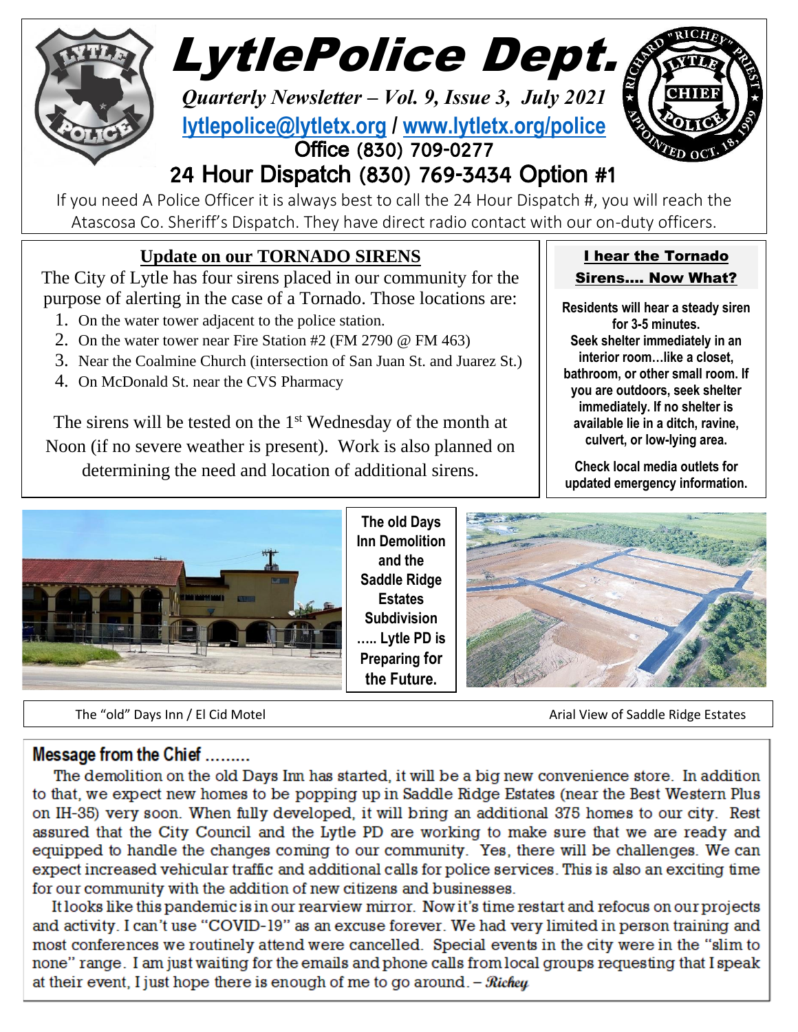# LytlePolice Dept.

*Quarterly Newsletter – Vol. 9, Issue 3, July 2021*

**lytlepolice@lytletx.org / www.lytletx.org/police**

Office (830) 709-0277

## 24 Hour Dispatch (830) 769-3434 Option #1

If you need A Police Officer it is always best to call the 24 Hour Dispatch #, you will reach the Atascosa Co. Sheriff's Dispatch. They have direct radio contact with our on-duty officers.

## Update on our TORNADO SIRENS

The City of Lytle has four sirens placed in our community for the purpose of alerting in the case of a Tornado. Those locations are:

1. On the water tower adjacent to the police station.
2. On the water tower near Fire Station #2 (FM 2790 @ FM 463)
3. Near the Coalmine Church (intersection of San Juan St. and Juarez St.)
4. On McDonald St. near the CVS Pharmacy

The sirens will be tested on the 1st Wednesday of the month at Noon (if no severe weather is present). Work is also planned on determining the need and location of additional sirens.

### I hear the Tornado Sirens.... Now What?

**Residents will hear a steady siren for 3-5 minutes. Seek shelter immediately in an interior room…like a closet, bathroom, or other small room. If you are outdoors, seek shelter immediately. If no shelter is available lie in a ditch, ravine, culvert, or low-lying area.**

**Check local media outlets for updated emergency information.**

**The old Days Inn Demolition and the Saddle Ridge Estates Subdivision ….. Lytle PD is Preparing for the Future.**

The "old" Days Inn / El Cid Motel

Arial View of Saddle Ridge Estates

## Message from the Chief ………

The demolition on the old Days Inn has started, it will be a big new convenience store. In addition to that, we expect new homes to be popping up in Saddle Ridge Estates (near the Best Western Plus on IH-35) very soon. When fully developed, it will bring an additional 375 homes to our city. Rest assured that the City Council and the Lytle PD are working to make sure that we are ready and equipped to handle the changes coming to our community. Yes, there will be challenges. We can expect increased vehicular traffic and additional calls for police services. This is also an exciting time for our community with the addition of new citizens and businesses.

It looks like this pandemic is in our rearview mirror. Now it's time restart and refocus on our projects and activity. I can't use "COVID-19" as an excuse forever. We had very limited in person training and most conferences we routinely attend were cancelled. Special events in the city were in the "slim to none" range. I am just waiting for the emails and phone calls from local groups requesting that I speak at their event, I just hope there is enough of me to go around. – *Richey*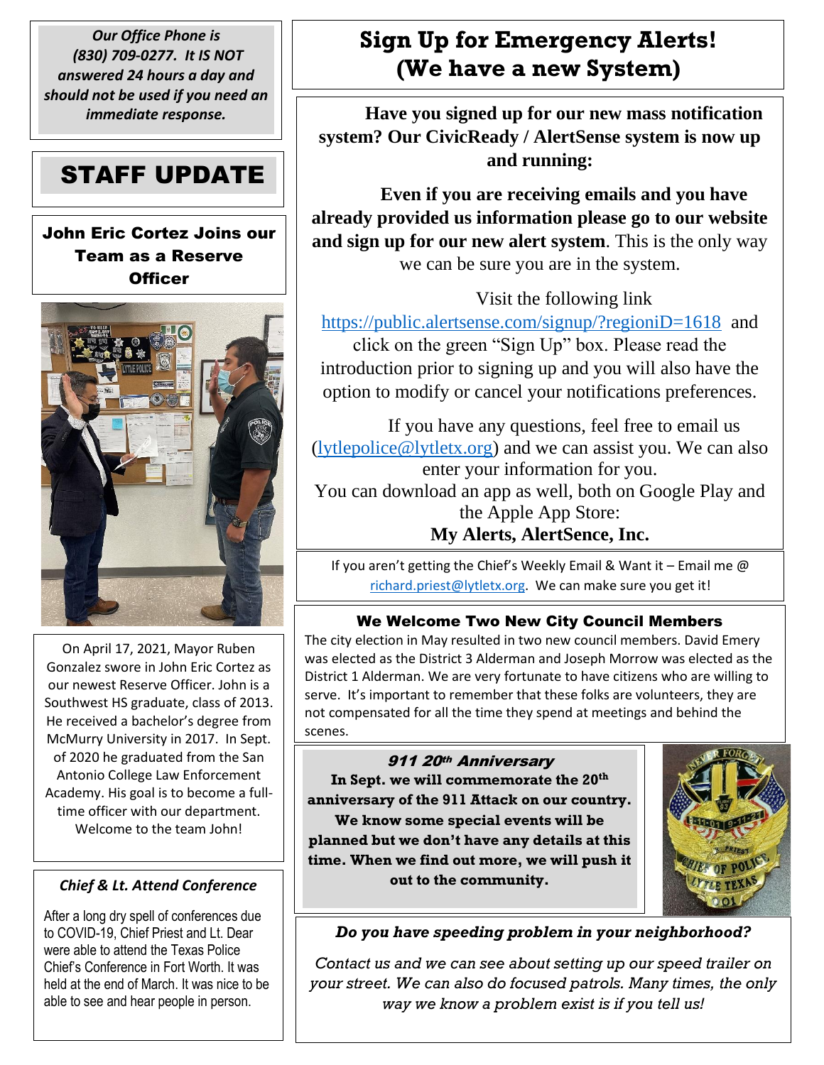*Our Office Phone is (830) 709-0277. It IS NOT answered 24 hours a day and should not be used if you need an immediate response.*

# STAFF UPDATE

## John Eric Cortez Joins our Team as a Reserve Officer

On April 17, 2021, Mayor Ruben Gonzalez swore in John Eric Cortez as our newest Reserve Officer. John is a Southwest HS graduate, class of 2013. He received a bachelor's degree from McMurry University in 2017. In Sept. of 2020 he graduated from the San Antonio College Law Enforcement Academy. His goal is to become a full-time officer with our department. Welcome to the team John!

### *Chief & Lt. Attend Conference*

After a long dry spell of conferences due to COVID-19, Chief Priest and Lt. Dear were able to attend the Texas Police Chief's Conference in Fort Worth. It was held at the end of March. It was nice to be able to see and hear people in person.

# Sign Up for Emergency Alerts! (We have a new System)

**Have you signed up for our new mass notification system? Our CivicReady / AlertSense system is now up and running:**

**Even if you are receiving emails and you have already provided us information please go to our website and sign up for our new alert system**. This is the only way we can be sure you are in the system.

Visit the following link https://public.alertsense.com/signup/?regioniD=1618 and click on the green "Sign Up" box. Please read the introduction prior to signing up and you will also have the option to modify or cancel your notifications preferences.

If you have any questions, feel free to email us (lytlepolice@lytletx.org) and we can assist you. We can also enter your information for you.

You can download an app as well, both on Google Play and the Apple App Store:

**My Alerts, AlertSence, Inc.**

If you aren't getting the Chief's Weekly Email & Want it – Email me @ richard.priest@lytletx.org. We can make sure you get it!

## We Welcome Two New City Council Members

The city election in May resulted in two new council members. David Emery was elected as the District 3 Alderman and Joseph Morrow was elected as the District 1 Alderman. We are very fortunate to have citizens who are willing to serve. It's important to remember that these folks are volunteers, they are not compensated for all the time they spend at meetings and behind the scenes.

### *911 20th Anniversary*

**In Sept. we will commemorate the 20th anniversary of the 911 Attack on our country. We know some special events will be planned but we don't have any details at this time. When we find out more, we will push it out to the community.**

### *Do you have speeding problem in your neighborhood?*

*Contact us and we can see about setting up our speed trailer on your street. We can also do focused patrols. Many times, the only way we know a problem exist is if you tell us!*